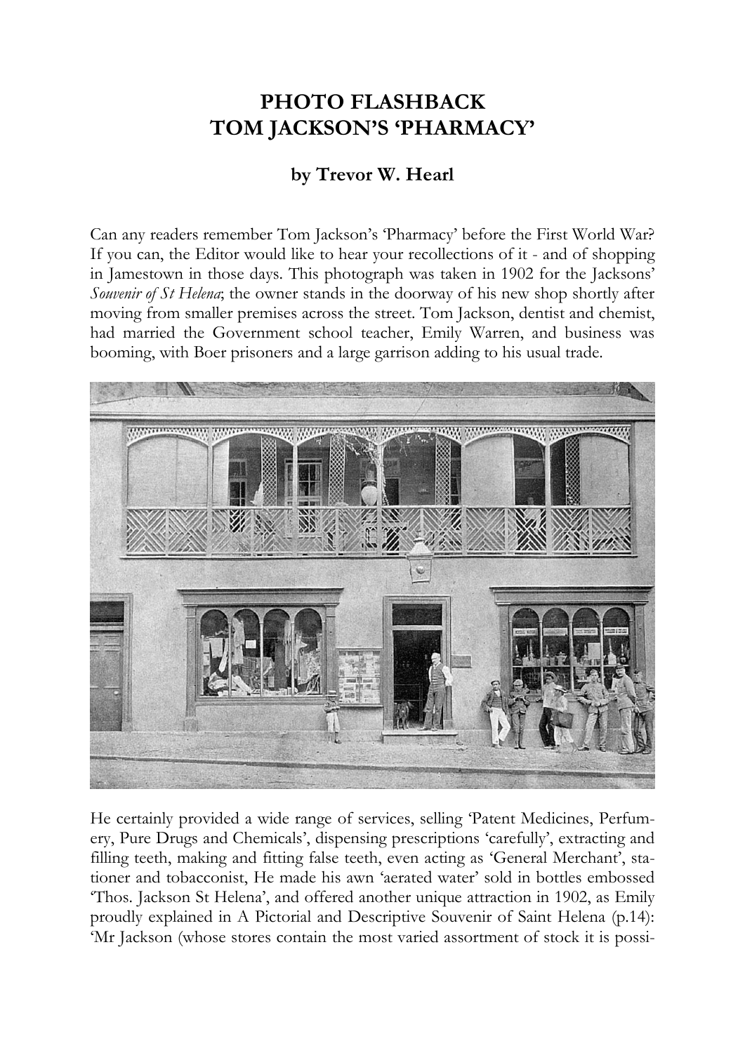# PHOTO FLASHBACK
# TOM JACKSON'S 'PHARMACY'

### by Trevor W. Hearl

Can any readers remember Tom Jackson's 'Pharmacy' before the First World War? If you can, the Editor would like to hear your recollections of it - and of shopping in Jamestown in those days. This photograph was taken in 1902 for the Jacksons' *Souvenir of St Helena*; the owner stands in the doorway of his new shop shortly after moving from smaller premises across the street. Tom Jackson, dentist and chemist, had married the Government school teacher, Emily Warren, and business was booming, with Boer prisoners and a large garrison adding to his usual trade.

He certainly provided a wide range of services, selling 'Patent Medicines, Perfumery, Pure Drugs and Chemicals', dispensing prescriptions 'carefully', extracting and filling teeth, making and fitting false teeth, even acting as 'General Merchant', stationer and tobacconist, He made his awn 'aerated water' sold in bottles embossed 'Thos. Jackson St Helena', and offered another unique attraction in 1902, as Emily proudly explained in A Pictorial and Descriptive Souvenir of Saint Helena (p.14): 'Mr Jackson (whose stores contain the most varied assortment of stock it is possi-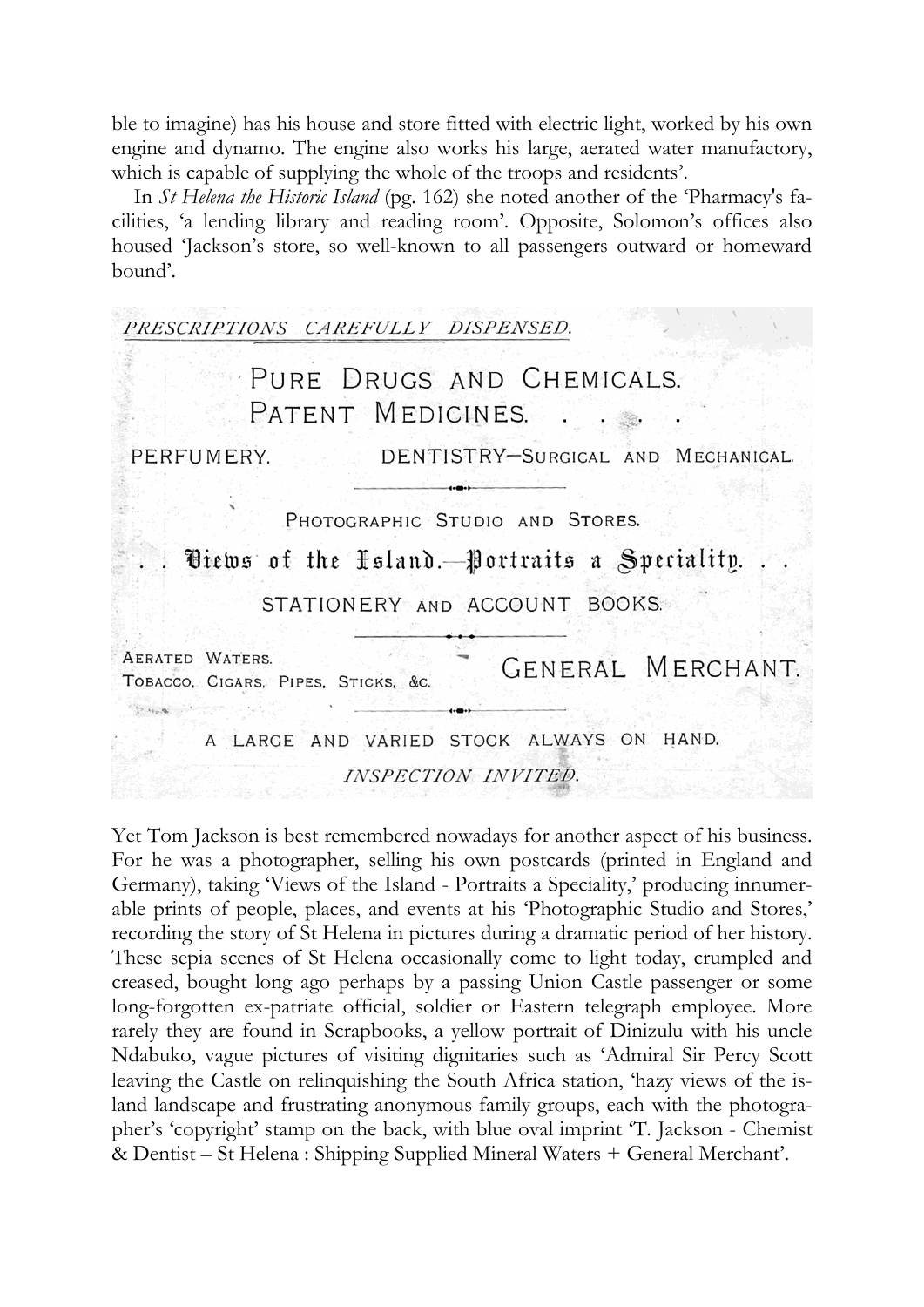ble to imagine) has his house and store fitted with electric light, worked by his own engine and dynamo. The engine also works his large, aerated water manufactory, which is capable of supplying the whole of the troops and residents'.

In *St Helena the Historic Island* (pg. 162) she noted another of the 'Pharmacy's facilities, 'a lending library and reading room'. Opposite, Solomon's offices also housed 'Jackson's store, so well-known to all passengers outward or homeward bound'.

*PRESCRIPTIONS CAREFULLY DISPENSED.*

PURE DRUGS AND CHEMICALS.
PATENT MEDICINES. . . . .

PERFUMERY. DENTISTRY—SURGICAL AND MECHANICAL.

PHOTOGRAPHIC STUDIO AND STORES.

. . Views of the Island.—Portraits a Speciality. . .

STATIONERY AND ACCOUNT BOOKS.

AERATED WATERS.
TOBACCO, CIGARS, PIPES, STICKS, &C.

GENERAL MERCHANT.

A LARGE AND VARIED STOCK ALWAYS ON HAND.

*INSPECTION INVITED.*

Yet Tom Jackson is best remembered nowadays for another aspect of his business. For he was a photographer, selling his own postcards (printed in England and Germany), taking 'Views of the Island - Portraits a Speciality,' producing innumerable prints of people, places, and events at his 'Photographic Studio and Stores,' recording the story of St Helena in pictures during a dramatic period of her history. These sepia scenes of St Helena occasionally come to light today, crumpled and creased, bought long ago perhaps by a passing Union Castle passenger or some long-forgotten ex-patriate official, soldier or Eastern telegraph employee. More rarely they are found in Scrapbooks, a yellow portrait of Dinizulu with his uncle Ndabuko, vague pictures of visiting dignitaries such as 'Admiral Sir Percy Scott leaving the Castle on relinquishing the South Africa station, 'hazy views of the island landscape and frustrating anonymous family groups, each with the photographer's 'copyright' stamp on the back, with blue oval imprint 'T. Jackson - Chemist & Dentist – St Helena : Shipping Supplied Mineral Waters + General Merchant'.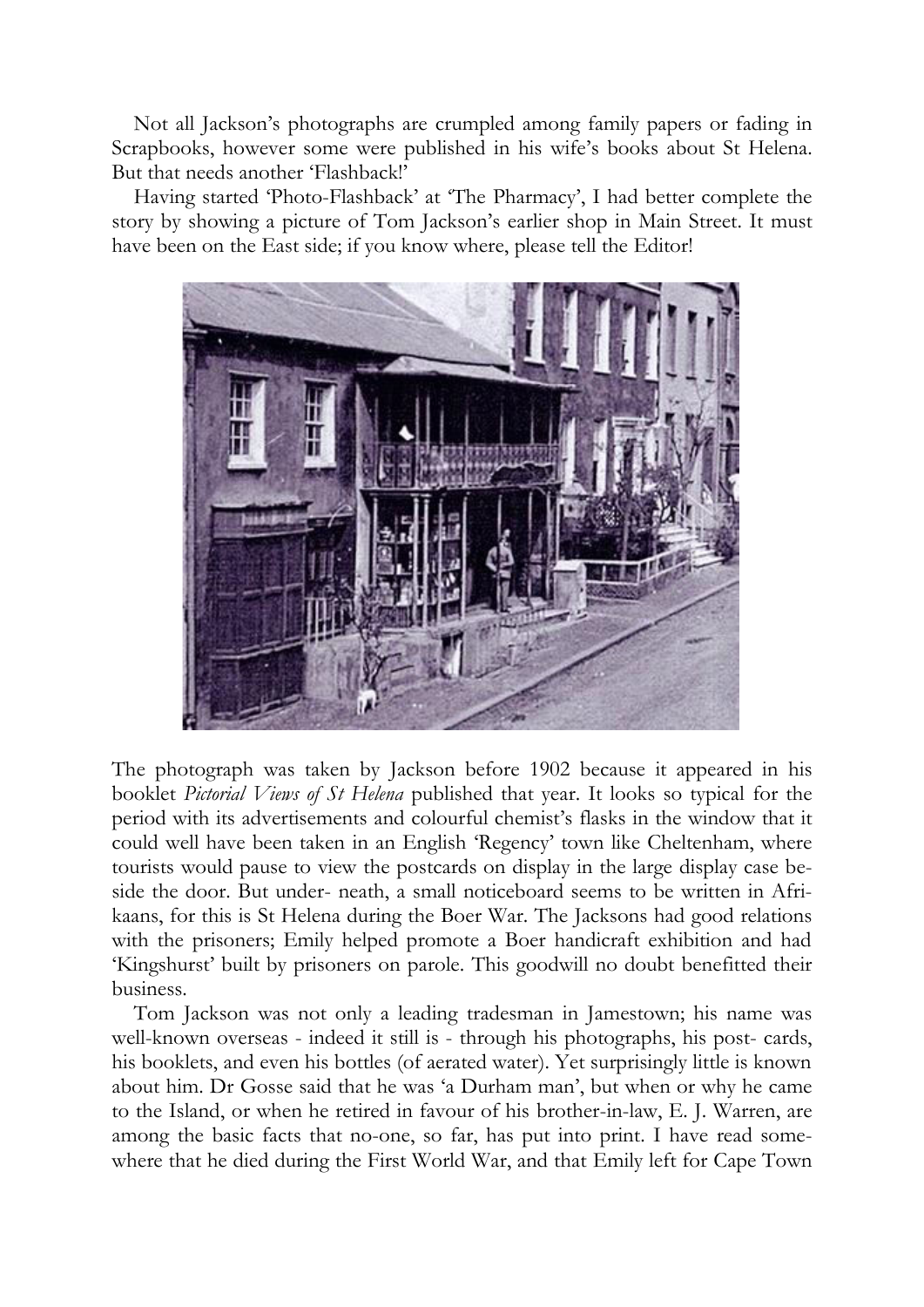Not all Jackson's photographs are crumpled among family papers or fading in Scrapbooks, however some were published in his wife's books about St Helena. But that needs another 'Flashback!'

Having started 'Photo-Flashback' at 'The Pharmacy', I had better complete the story by showing a picture of Tom Jackson's earlier shop in Main Street. It must have been on the East side; if you know where, please tell the Editor!

The photograph was taken by Jackson before 1902 because it appeared in his booklet *Pictorial Views of St Helena* published that year. It looks so typical for the period with its advertisements and colourful chemist's flasks in the window that it could well have been taken in an English 'Regency' town like Cheltenham, where tourists would pause to view the postcards on display in the large display case beside the door. But underneath, a small noticeboard seems to be written in Afrikaans, for this is St Helena during the Boer War. The Jacksons had good relations with the prisoners; Emily helped promote a Boer handicraft exhibition and had 'Kingshurst' built by prisoners on parole. This goodwill no doubt benefitted their business.

Tom Jackson was not only a leading tradesman in Jamestown; his name was well-known overseas - indeed it still is - through his photographs, his post-cards, his booklets, and even his bottles (of aerated water). Yet surprisingly little is known about him. Dr Gosse said that he was 'a Durham man', but when or why he came to the Island, or when he retired in favour of his brother-in-law, E. J. Warren, are among the basic facts that no-one, so far, has put into print. I have read somewhere that he died during the First World War, and that Emily left for Cape Town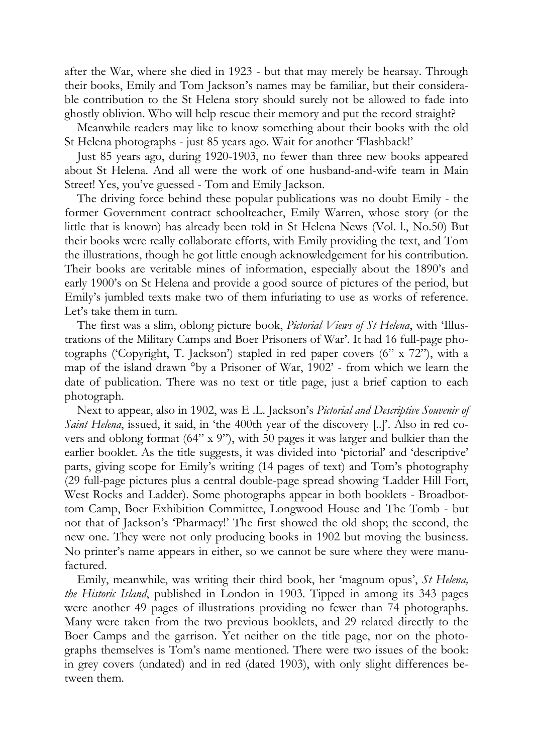after the War, where she died in 1923 - but that may merely be hearsay. Through their books, Emily and Tom Jackson's names may be familiar, but their considerable contribution to the St Helena story should surely not be allowed to fade into ghostly oblivion. Who will help rescue their memory and put the record straight?

Meanwhile readers may like to know something about their books with the old St Helena photographs - just 85 years ago. Wait for another 'Flashback!'

Just 85 years ago, during 1920-1903, no fewer than three new books appeared about St Helena. And all were the work of one husband-and-wife team in Main Street! Yes, you've guessed - Tom and Emily Jackson.

The driving force behind these popular publications was no doubt Emily - the former Government contract schoolteacher, Emily Warren, whose story (or the little that is known) has already been told in St Helena News (Vol. l., No.50) But their books were really collaborate efforts, with Emily providing the text, and Tom the illustrations, though he got little enough acknowledgement for his contribution. Their books are veritable mines of information, especially about the 1890's and early 1900's on St Helena and provide a good source of pictures of the period, but Emily's jumbled texts make two of them infuriating to use as works of reference. Let's take them in turn.

The first was a slim, oblong picture book, *Pictorial Views of St Helena*, with 'Illustrations of the Military Camps and Boer Prisoners of War'. It had 16 full-page photographs ('Copyright, T. Jackson') stapled in red paper covers (6" x 72"), with a map of the island drawn °by a Prisoner of War, 1902' - from which we learn the date of publication. There was no text or title page, just a brief caption to each photograph.

Next to appear, also in 1902, was E .L. Jackson's *Pictorial and Descriptive Souvenir of Saint Helena*, issued, it said, in 'the 400th year of the discovery [..]'. Also in red covers and oblong format (64" x 9"), with 50 pages it was larger and bulkier than the earlier booklet. As the title suggests, it was divided into 'pictorial' and 'descriptive' parts, giving scope for Emily's writing (14 pages of text) and Tom's photography (29 full-page pictures plus a central double-page spread showing 'Ladder Hill Fort, West Rocks and Ladder). Some photographs appear in both booklets - Broadbottom Camp, Boer Exhibition Committee, Longwood House and The Tomb - but not that of Jackson's 'Pharmacy!' The first showed the old shop; the second, the new one. They were not only producing books in 1902 but moving the business. No printer's name appears in either, so we cannot be sure where they were manufactured.

Emily, meanwhile, was writing their third book, her 'magnum opus', *St Helena, the Historic Island*, published in London in 1903. Tipped in among its 343 pages were another 49 pages of illustrations providing no fewer than 74 photographs. Many were taken from the two previous booklets, and 29 related directly to the Boer Camps and the garrison. Yet neither on the title page, nor on the photographs themselves is Tom's name mentioned. There were two issues of the book: in grey covers (undated) and in red (dated 1903), with only slight differences between them.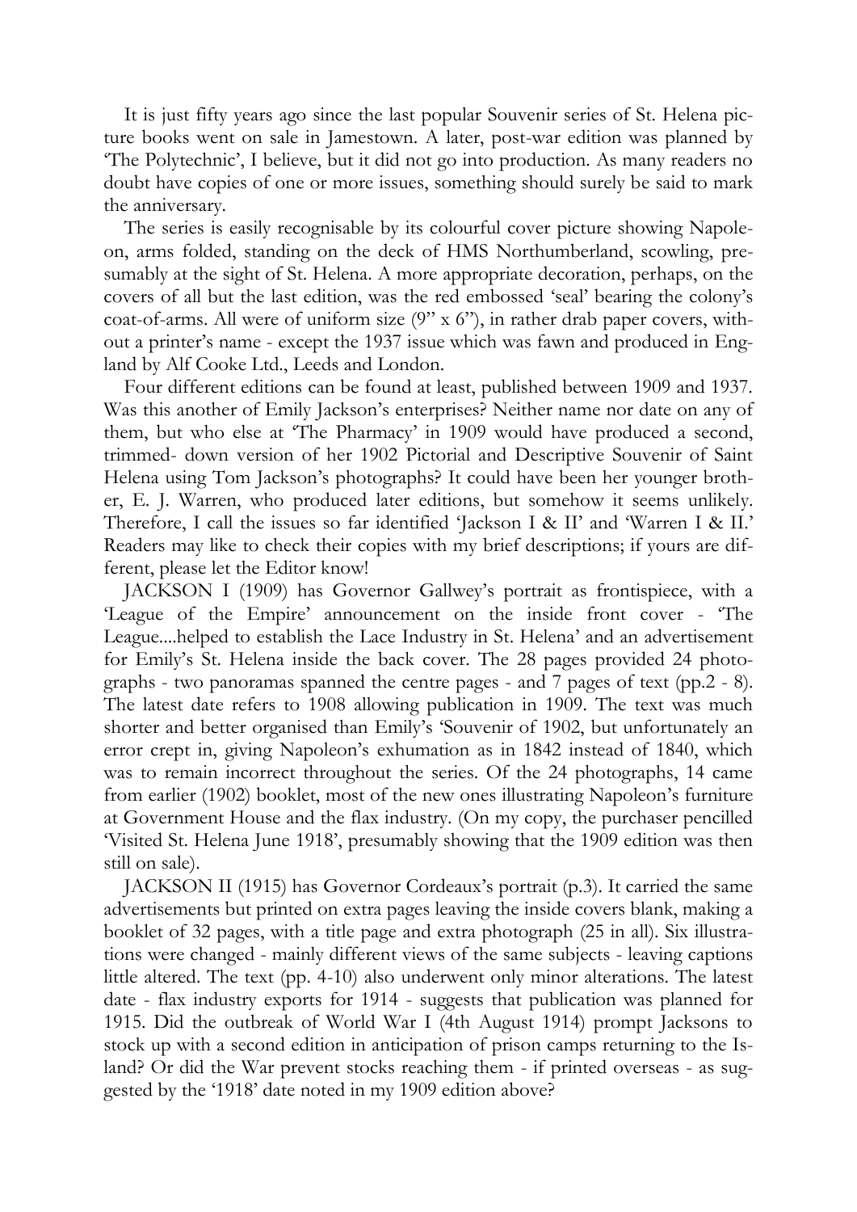It is just fifty years ago since the last popular Souvenir series of St. Helena picture books went on sale in Jamestown. A later, post-war edition was planned by 'The Polytechnic', I believe, but it did not go into production. As many readers no doubt have copies of one or more issues, something should surely be said to mark the anniversary.

The series is easily recognisable by its colourful cover picture showing Napoleon, arms folded, standing on the deck of HMS Northumberland, scowling, presumably at the sight of St. Helena. A more appropriate decoration, perhaps, on the covers of all but the last edition, was the red embossed 'seal' bearing the colony's coat-of-arms. All were of uniform size (9" x 6"), in rather drab paper covers, without a printer's name - except the 1937 issue which was fawn and produced in England by Alf Cooke Ltd., Leeds and London.

Four different editions can be found at least, published between 1909 and 1937. Was this another of Emily Jackson's enterprises? Neither name nor date on any of them, but who else at 'The Pharmacy' in 1909 would have produced a second, trimmed- down version of her 1902 Pictorial and Descriptive Souvenir of Saint Helena using Tom Jackson's photographs? It could have been her younger brother, E. J. Warren, who produced later editions, but somehow it seems unlikely. Therefore, I call the issues so far identified 'Jackson I & II' and 'Warren I & II.' Readers may like to check their copies with my brief descriptions; if yours are different, please let the Editor know!

JACKSON I (1909) has Governor Gallwey's portrait as frontispiece, with a 'League of the Empire' announcement on the inside front cover - 'The League....helped to establish the Lace Industry in St. Helena' and an advertisement for Emily's St. Helena inside the back cover. The 28 pages provided 24 photographs - two panoramas spanned the centre pages - and 7 pages of text (pp.2 - 8). The latest date refers to 1908 allowing publication in 1909. The text was much shorter and better organised than Emily's 'Souvenir of 1902, but unfortunately an error crept in, giving Napoleon's exhumation as in 1842 instead of 1840, which was to remain incorrect throughout the series. Of the 24 photographs, 14 came from earlier (1902) booklet, most of the new ones illustrating Napoleon's furniture at Government House and the flax industry. (On my copy, the purchaser pencilled 'Visited St. Helena June 1918', presumably showing that the 1909 edition was then still on sale).

JACKSON II (1915) has Governor Cordeaux's portrait (p.3). It carried the same advertisements but printed on extra pages leaving the inside covers blank, making a booklet of 32 pages, with a title page and extra photograph (25 in all). Six illustrations were changed - mainly different views of the same subjects - leaving captions little altered. The text (pp. 4-10) also underwent only minor alterations. The latest date - flax industry exports for 1914 - suggests that publication was planned for 1915. Did the outbreak of World War I (4th August 1914) prompt Jacksons to stock up with a second edition in anticipation of prison camps returning to the Island? Or did the War prevent stocks reaching them - if printed overseas - as suggested by the '1918' date noted in my 1909 edition above?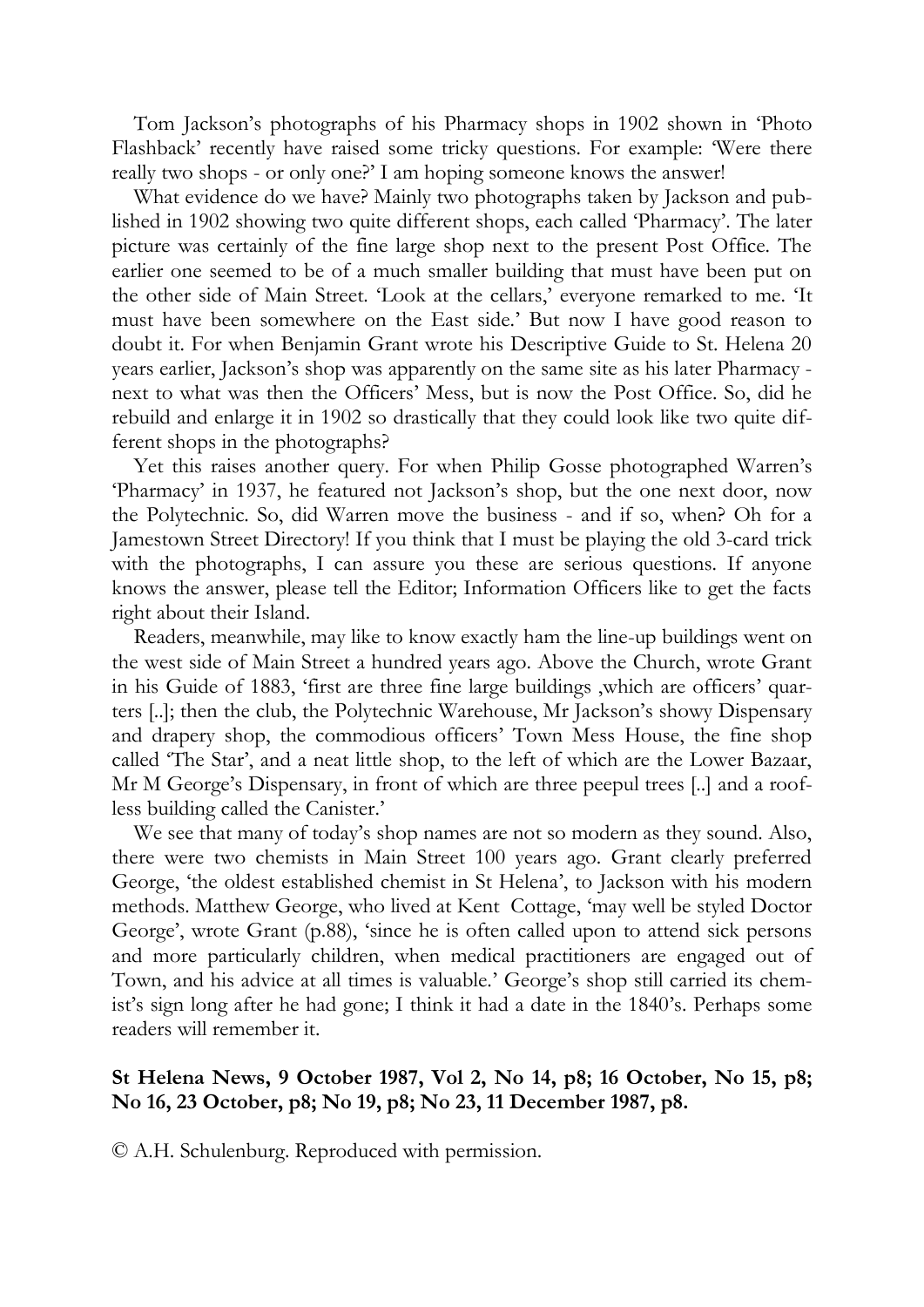Tom Jackson's photographs of his Pharmacy shops in 1902 shown in 'Photo Flashback' recently have raised some tricky questions. For example: 'Were there really two shops - or only one?' I am hoping someone knows the answer!

What evidence do we have? Mainly two photographs taken by Jackson and published in 1902 showing two quite different shops, each called 'Pharmacy'. The later picture was certainly of the fine large shop next to the present Post Office. The earlier one seemed to be of a much smaller building that must have been put on the other side of Main Street. 'Look at the cellars,' everyone remarked to me. 'It must have been somewhere on the East side.' But now I have good reason to doubt it. For when Benjamin Grant wrote his Descriptive Guide to St. Helena 20 years earlier, Jackson's shop was apparently on the same site as his later Pharmacy - next to what was then the Officers' Mess, but is now the Post Office. So, did he rebuild and enlarge it in 1902 so drastically that they could look like two quite different shops in the photographs?

Yet this raises another query. For when Philip Gosse photographed Warren's 'Pharmacy' in 1937, he featured not Jackson's shop, but the one next door, now the Polytechnic. So, did Warren move the business - and if so, when? Oh for a Jamestown Street Directory! If you think that I must be playing the old 3-card trick with the photographs, I can assure you these are serious questions. If anyone knows the answer, please tell the Editor; Information Officers like to get the facts right about their Island.

Readers, meanwhile, may like to know exactly ham the line-up buildings went on the west side of Main Street a hundred years ago. Above the Church, wrote Grant in his Guide of 1883, 'first are three fine large buildings ,which are officers' quarters [..]; then the club, the Polytechnic Warehouse, Mr Jackson's showy Dispensary and drapery shop, the commodious officers' Town Mess House, the fine shop called 'The Star', and a neat little shop, to the left of which are the Lower Bazaar, Mr M George's Dispensary, in front of which are three peepul trees [..] and a roofless building called the Canister.'

We see that many of today's shop names are not so modern as they sound. Also, there were two chemists in Main Street 100 years ago. Grant clearly preferred George, 'the oldest established chemist in St Helena', to Jackson with his modern methods. Matthew George, who lived at Kent Cottage, 'may well be styled Doctor George', wrote Grant (p.88), 'since he is often called upon to attend sick persons and more particularly children, when medical practitioners are engaged out of Town, and his advice at all times is valuable.' George's shop still carried its chemist's sign long after he had gone; I think it had a date in the 1840's. Perhaps some readers will remember it.

**St Helena News, 9 October 1987, Vol 2, No 14, p8; 16 October, No 15, p8; No 16, 23 October, p8; No 19, p8; No 23, 11 December 1987, p8.**

© A.H. Schulenburg. Reproduced with permission.